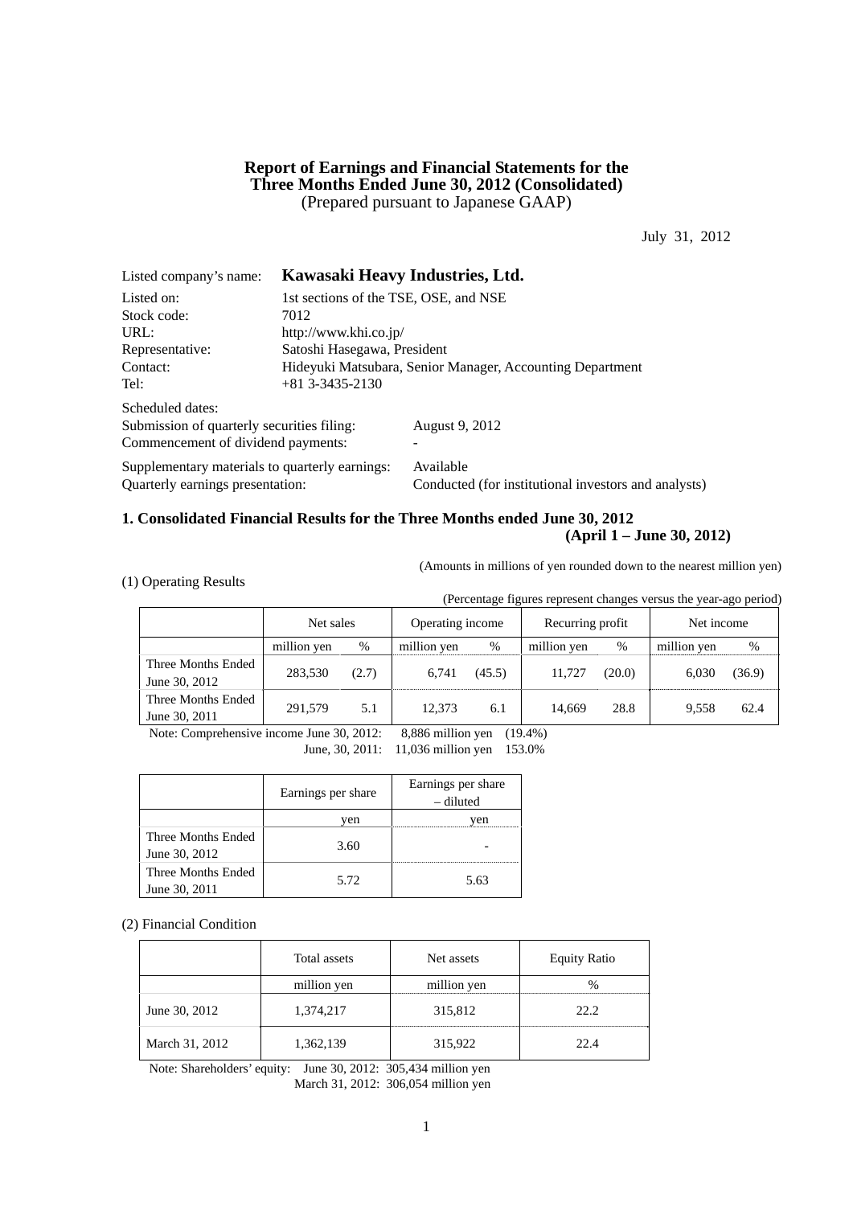# Report of Earnings and Financial Statements for the Three Months Ended June 30, 2012 (Consolidated)

(Prepared pursuant to Japanese GAAP)

July 31, 2012

Listed company's name: **Kawasaki Heavy Industries, Ltd.**

Listed on: 1st sections of the TSE, OSE, and NSE
Stock code: 7012
URL: http://www.khi.co.jp/
Representative: Satoshi Hasegawa, President
Contact: Hideyuki Matsubara, Senior Manager, Accounting Department
Tel: +81 3-3435-2130

Scheduled dates:
Submission of quarterly securities filing: August 9, 2012
Commencement of dividend payments: -

Supplementary materials to quarterly earnings: Available
Quarterly earnings presentation: Conducted (for institutional investors and analysts)

## 1. Consolidated Financial Results for the Three Months ended June 30, 2012 (April 1 – June 30, 2012)

(Amounts in millions of yen rounded down to the nearest million yen)

(1) Operating Results

(Percentage figures represent changes versus the year-ago period)

| | Net sales | | Operating income | | Recurring profit | | Net income | |
|---|---|---|---|---|---|---|---|---|
| | million yen | % | million yen | % | million yen | % | million yen | % |
| Three Months Ended June 30, 2012 | 283,530 | (2.7) | 6,741 | (45.5) | 11,727 | (20.0) | 6,030 | (36.9) |
| Three Months Ended June 30, 2011 | 291,579 | 5.1 | 12,373 | 6.1 | 14,669 | 28.8 | 9,558 | 62.4 |

Note: Comprehensive income June 30, 2012: 8,886 million yen (19.4%)
June, 30, 2011: 11,036 million yen 153.0%

| | Earnings per share | Earnings per share – diluted |
|---|---|---|
| | yen | yen |
| Three Months Ended June 30, 2012 | 3.60 | - |
| Three Months Ended June 30, 2011 | 5.72 | 5.63 |

(2) Financial Condition

| | Total assets | Net assets | Equity Ratio |
|---|---|---|---|
| | million yen | million yen | % |
| June 30, 2012 | 1,374,217 | 315,812 | 22.2 |
| March 31, 2012 | 1,362,139 | 315,922 | 22.4 |

Note: Shareholders' equity: June 30, 2012: 305,434 million yen
March 31, 2012: 306,054 million yen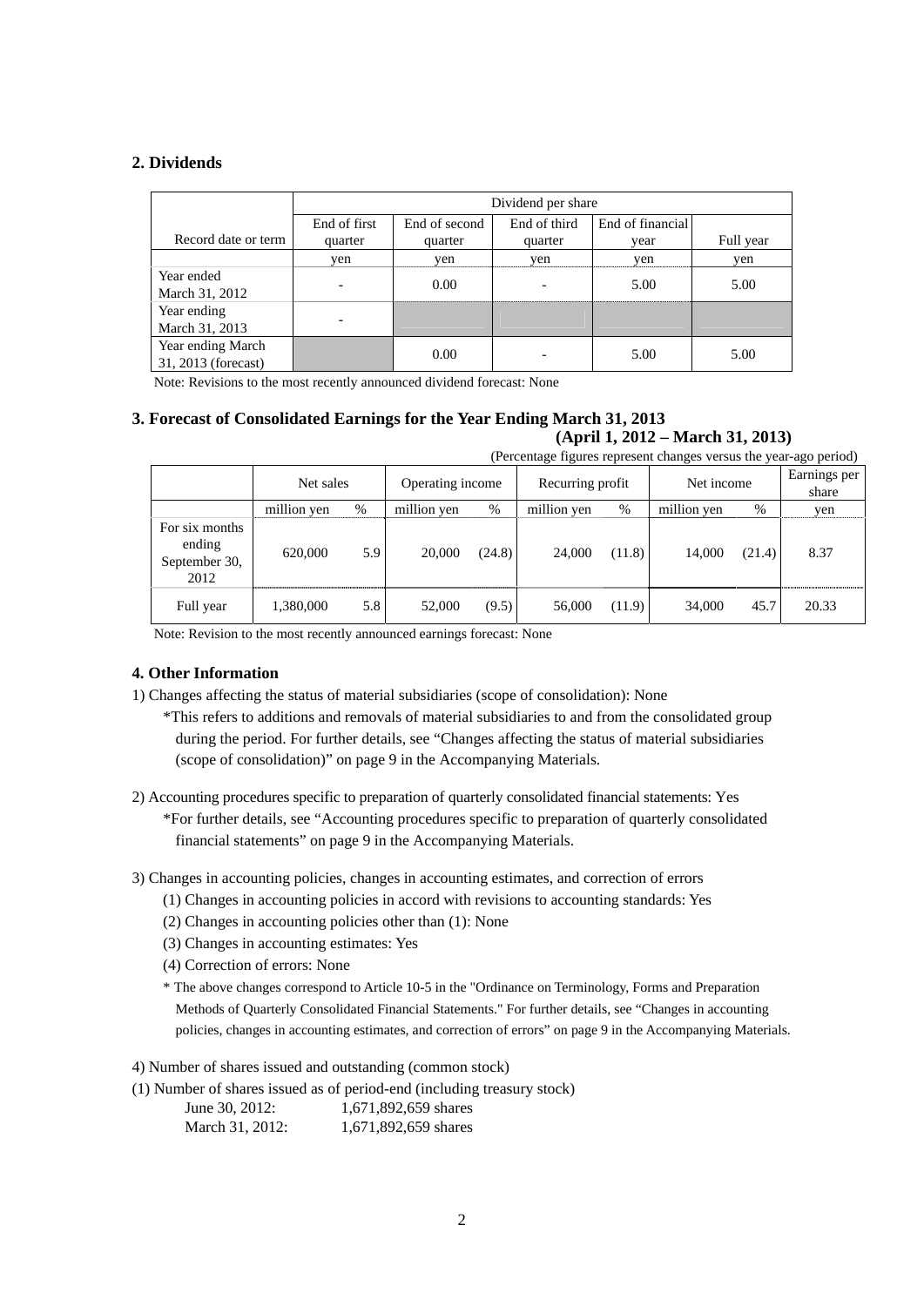## 2. Dividends

| Record date or term | Dividend per share | | | | |
|---|---|---|---|---|---|
| | End of first quarter | End of second quarter | End of third quarter | End of financial year | Full year |
| | yen | yen | yen | yen | yen |
| Year ended March 31, 2012 | - | 0.00 | - | 5.00 | 5.00 |
| Year ending March 31, 2013 | - | | | | |
| Year ending March 31, 2013 (forecast) | | 0.00 | - | 5.00 | 5.00 |

Note: Revisions to the most recently announced dividend forecast: None

## 3. Forecast of Consolidated Earnings for the Year Ending March 31, 2013
**(April 1, 2012 – March 31, 2013)**

(Percentage figures represent changes versus the year-ago period)

| | Net sales | | Operating income | | Recurring profit | | Net income | | Earnings per share |
|---|---|---|---|---|---|---|---|---|---|
| | million yen | % | million yen | % | million yen | % | million yen | % | yen |
| For six months ending September 30, 2012 | 620,000 | 5.9 | 20,000 | (24.8) | 24,000 | (11.8) | 14,000 | (21.4) | 8.37 |
| Full year | 1,380,000 | 5.8 | 52,000 | (9.5) | 56,000 | (11.9) | 34,000 | 45.7 | 20.33 |

Note: Revision to the most recently announced earnings forecast: None

## 4. Other Information

1) Changes affecting the status of material subsidiaries (scope of consolidation): None

*This refers to additions and removals of material subsidiaries to and from the consolidated group during the period. For further details, see "Changes affecting the status of material subsidiaries (scope of consolidation)" on page 9 in the Accompanying Materials.

2) Accounting procedures specific to preparation of quarterly consolidated financial statements: Yes

*For further details, see "Accounting procedures specific to preparation of quarterly consolidated financial statements" on page 9 in the Accompanying Materials.

3) Changes in accounting policies, changes in accounting estimates, and correction of errors

(1) Changes in accounting policies in accord with revisions to accounting standards: Yes

(2) Changes in accounting policies other than (1): None

(3) Changes in accounting estimates: Yes

(4) Correction of errors: None

* The above changes correspond to Article 10-5 in the "Ordinance on Terminology, Forms and Preparation Methods of Quarterly Consolidated Financial Statements." For further details, see "Changes in accounting policies, changes in accounting estimates, and correction of errors" on page 9 in the Accompanying Materials.

4) Number of shares issued and outstanding (common stock)

(1) Number of shares issued as of period-end (including treasury stock)

June 30, 2012: 1,671,892,659 shares

March 31, 2012: 1,671,892,659 shares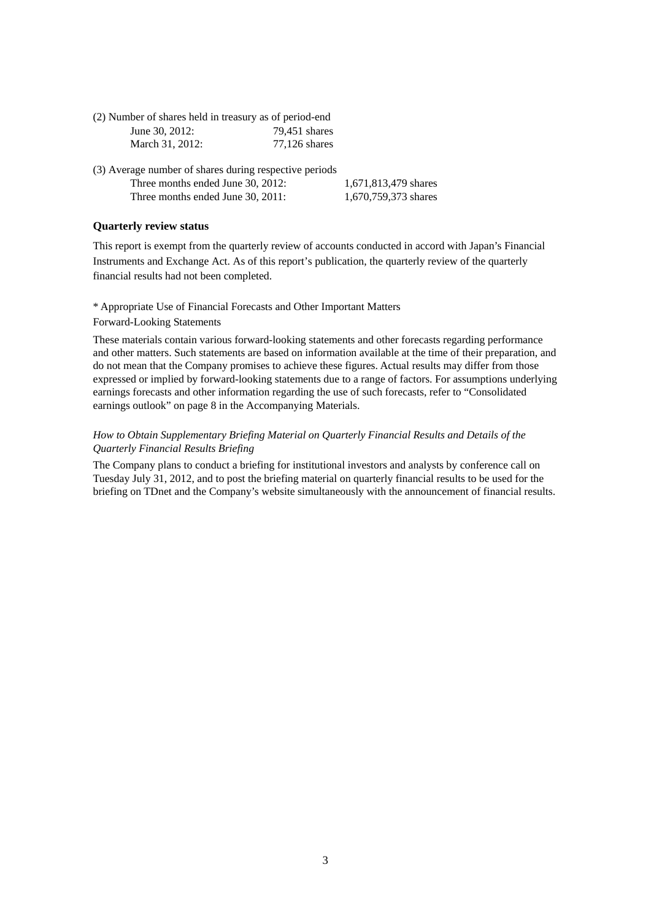(2) Number of shares held in treasury as of period-end

| | |
|---|---|
| June 30, 2012: | 79,451 shares |
| March 31, 2012: | 77,126 shares |

(3) Average number of shares during respective periods

| | |
|---|---|
| Three months ended June 30, 2012: | 1,671,813,479 shares |
| Three months ended June 30, 2011: | 1,670,759,373 shares |

**Quarterly review status**

This report is exempt from the quarterly review of accounts conducted in accord with Japan's Financial Instruments and Exchange Act. As of this report's publication, the quarterly review of the quarterly financial results had not been completed.

* Appropriate Use of Financial Forecasts and Other Important Matters

Forward-Looking Statements

These materials contain various forward-looking statements and other forecasts regarding performance and other matters. Such statements are based on information available at the time of their preparation, and do not mean that the Company promises to achieve these figures. Actual results may differ from those expressed or implied by forward-looking statements due to a range of factors. For assumptions underlying earnings forecasts and other information regarding the use of such forecasts, refer to "Consolidated earnings outlook" on page 8 in the Accompanying Materials.

*How to Obtain Supplementary Briefing Material on Quarterly Financial Results and Details of the Quarterly Financial Results Briefing*

The Company plans to conduct a briefing for institutional investors and analysts by conference call on Tuesday July 31, 2012, and to post the briefing material on quarterly financial results to be used for the briefing on TDnet and the Company's website simultaneously with the announcement of financial results.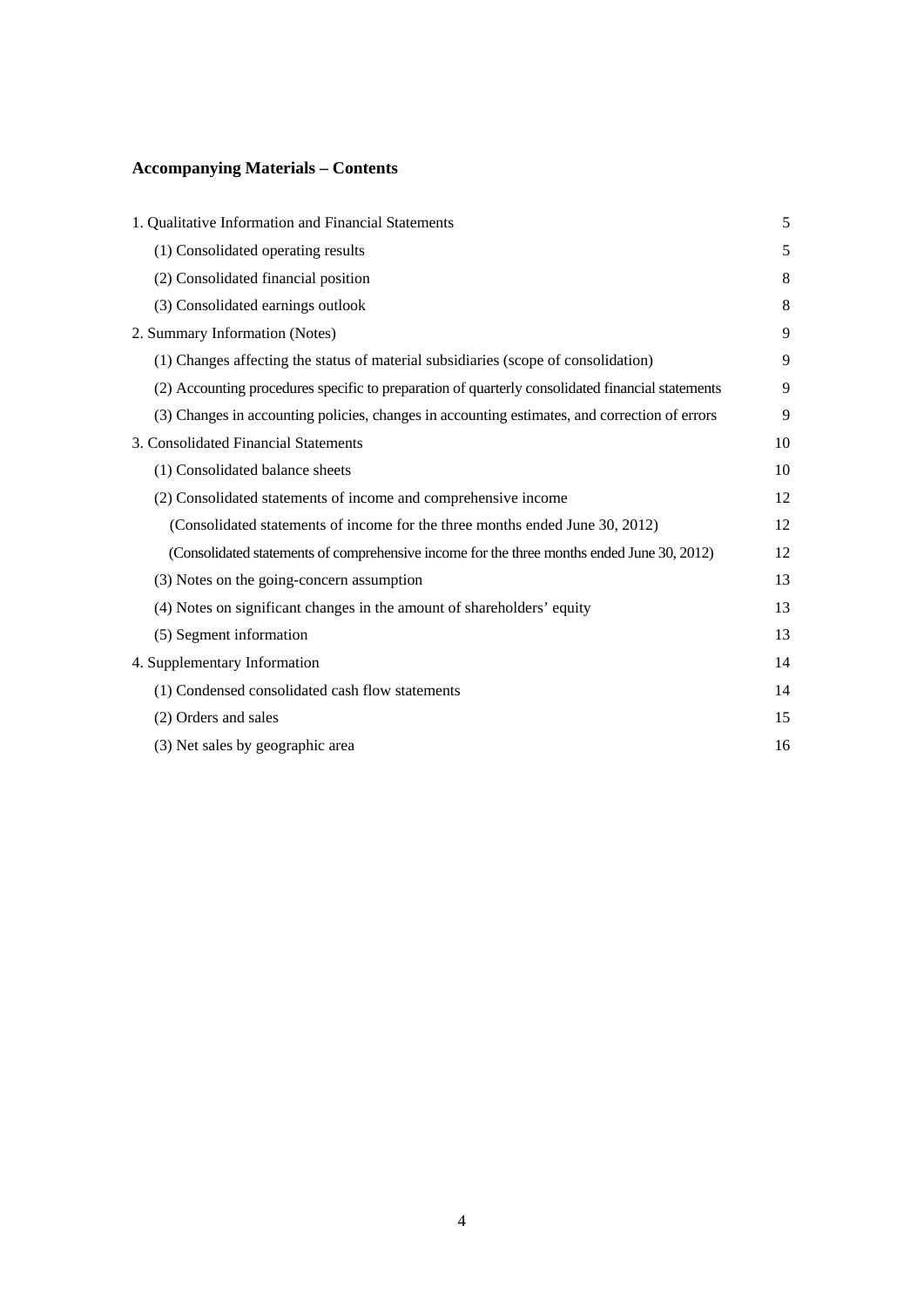## Accompanying Materials – Contents

| | |
|---|---|
| 1. Qualitative Information and Financial Statements | 5 |
| (1) Consolidated operating results | 5 |
| (2) Consolidated financial position | 8 |
| (3) Consolidated earnings outlook | 8 |
| 2. Summary Information (Notes) | 9 |
| (1) Changes affecting the status of material subsidiaries (scope of consolidation) | 9 |
| (2) Accounting procedures specific to preparation of quarterly consolidated financial statements | 9 |
| (3) Changes in accounting policies, changes in accounting estimates, and correction of errors | 9 |
| 3. Consolidated Financial Statements | 10 |
| (1) Consolidated balance sheets | 10 |
| (2) Consolidated statements of income and comprehensive income | 12 |
| (Consolidated statements of income for the three months ended June 30, 2012) | 12 |
| (Consolidated statements of comprehensive income for the three months ended June 30, 2012) | 12 |
| (3) Notes on the going-concern assumption | 13 |
| (4) Notes on significant changes in the amount of shareholders' equity | 13 |
| (5) Segment information | 13 |
| 4. Supplementary Information | 14 |
| (1) Condensed consolidated cash flow statements | 14 |
| (2) Orders and sales | 15 |
| (3) Net sales by geographic area | 16 |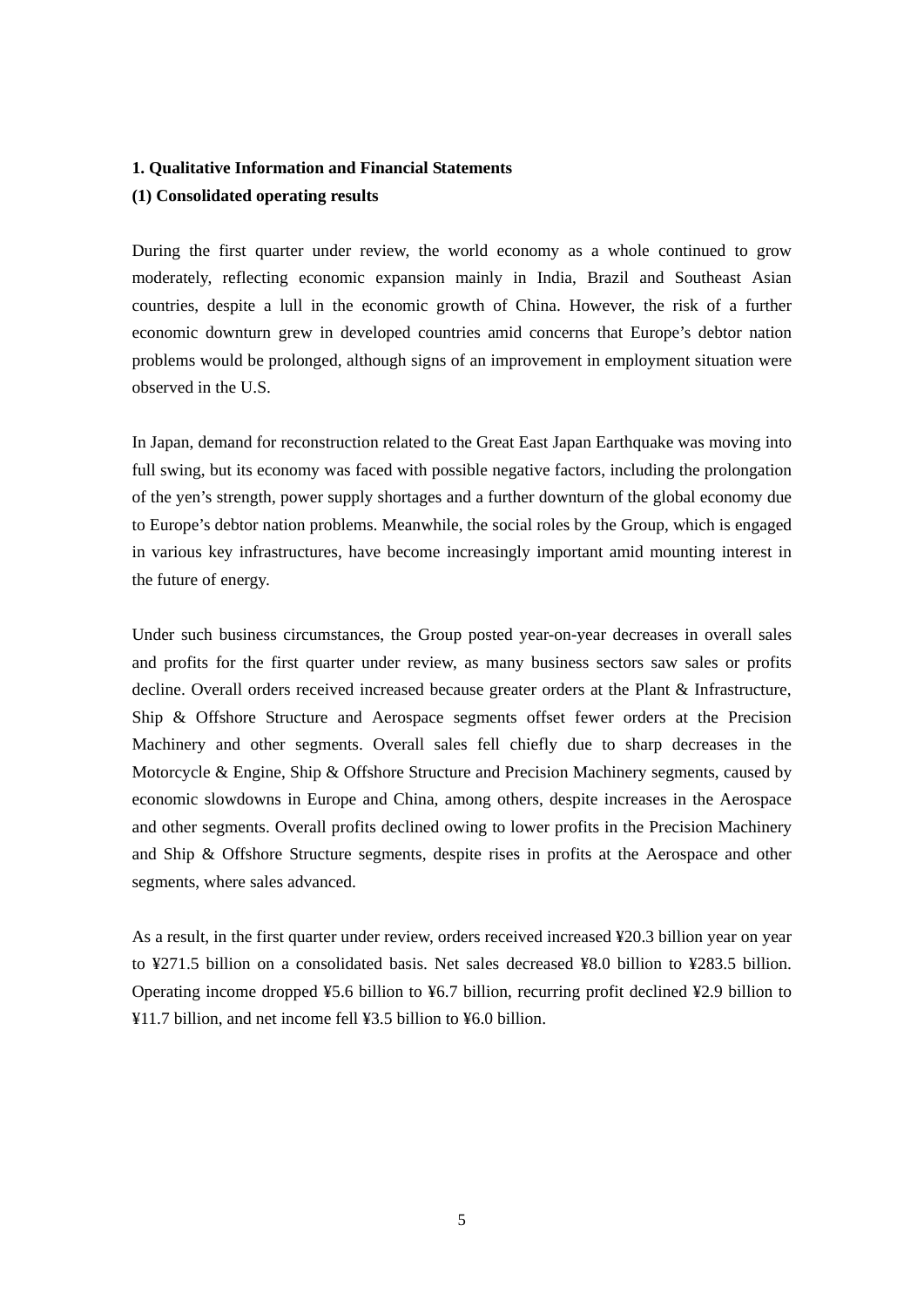**1. Qualitative Information and Financial Statements**

**(1) Consolidated operating results**

During the first quarter under review, the world economy as a whole continued to grow moderately, reflecting economic expansion mainly in India, Brazil and Southeast Asian countries, despite a lull in the economic growth of China. However, the risk of a further economic downturn grew in developed countries amid concerns that Europe's debtor nation problems would be prolonged, although signs of an improvement in employment situation were observed in the U.S.

In Japan, demand for reconstruction related to the Great East Japan Earthquake was moving into full swing, but its economy was faced with possible negative factors, including the prolongation of the yen's strength, power supply shortages and a further downturn of the global economy due to Europe's debtor nation problems. Meanwhile, the social roles by the Group, which is engaged in various key infrastructures, have become increasingly important amid mounting interest in the future of energy.

Under such business circumstances, the Group posted year-on-year decreases in overall sales and profits for the first quarter under review, as many business sectors saw sales or profits decline. Overall orders received increased because greater orders at the Plant & Infrastructure, Ship & Offshore Structure and Aerospace segments offset fewer orders at the Precision Machinery and other segments. Overall sales fell chiefly due to sharp decreases in the Motorcycle & Engine, Ship & Offshore Structure and Precision Machinery segments, caused by economic slowdowns in Europe and China, among others, despite increases in the Aerospace and other segments. Overall profits declined owing to lower profits in the Precision Machinery and Ship & Offshore Structure segments, despite rises in profits at the Aerospace and other segments, where sales advanced.

As a result, in the first quarter under review, orders received increased ¥20.3 billion year on year to ¥271.5 billion on a consolidated basis. Net sales decreased ¥8.0 billion to ¥283.5 billion. Operating income dropped ¥5.6 billion to ¥6.7 billion, recurring profit declined ¥2.9 billion to ¥11.7 billion, and net income fell ¥3.5 billion to ¥6.0 billion.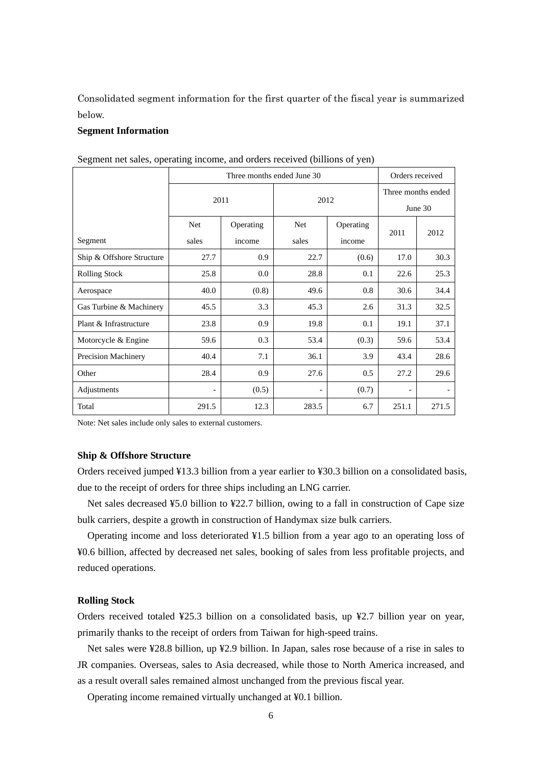Consolidated segment information for the first quarter of the fiscal year is summarized below.

**Segment Information**

Segment net sales, operating income, and orders received (billions of yen)

| | Three months ended June 30 | | | | Orders received | |
|---|---|---|---|---|---|---|
| | 2011 | | 2012 | | Three months ended June 30 | |
| Segment | Net sales | Operating income | Net sales | Operating income | 2011 | 2012 |
| Ship & Offshore Structure | 27.7 | 0.9 | 22.7 | (0.6) | 17.0 | 30.3 |
| Rolling Stock | 25.8 | 0.0 | 28.8 | 0.1 | 22.6 | 25.3 |
| Aerospace | 40.0 | (0.8) | 49.6 | 0.8 | 30.6 | 34.4 |
| Gas Turbine & Machinery | 45.5 | 3.3 | 45.3 | 2.6 | 31.3 | 32.5 |
| Plant & Infrastructure | 23.8 | 0.9 | 19.8 | 0.1 | 19.1 | 37.1 |
| Motorcycle & Engine | 59.6 | 0.3 | 53.4 | (0.3) | 59.6 | 53.4 |
| Precision Machinery | 40.4 | 7.1 | 36.1 | 3.9 | 43.4 | 28.6 |
| Other | 28.4 | 0.9 | 27.6 | 0.5 | 27.2 | 29.6 |
| Adjustments | - | (0.5) | - | (0.7) | - | - |
| Total | 291.5 | 12.3 | 283.5 | 6.7 | 251.1 | 271.5 |

Note: Net sales include only sales to external customers.

**Ship & Offshore Structure**

Orders received jumped ¥13.3 billion from a year earlier to ¥30.3 billion on a consolidated basis, due to the receipt of orders for three ships including an LNG carrier.

Net sales decreased ¥5.0 billion to ¥22.7 billion, owing to a fall in construction of Cape size bulk carriers, despite a growth in construction of Handymax size bulk carriers.

Operating income and loss deteriorated ¥1.5 billion from a year ago to an operating loss of ¥0.6 billion, affected by decreased net sales, booking of sales from less profitable projects, and reduced operations.

**Rolling Stock**

Orders received totaled ¥25.3 billion on a consolidated basis, up ¥2.7 billion year on year, primarily thanks to the receipt of orders from Taiwan for high-speed trains.

Net sales were ¥28.8 billion, up ¥2.9 billion. In Japan, sales rose because of a rise in sales to JR companies. Overseas, sales to Asia decreased, while those to North America increased, and as a result overall sales remained almost unchanged from the previous fiscal year.

Operating income remained virtually unchanged at ¥0.1 billion.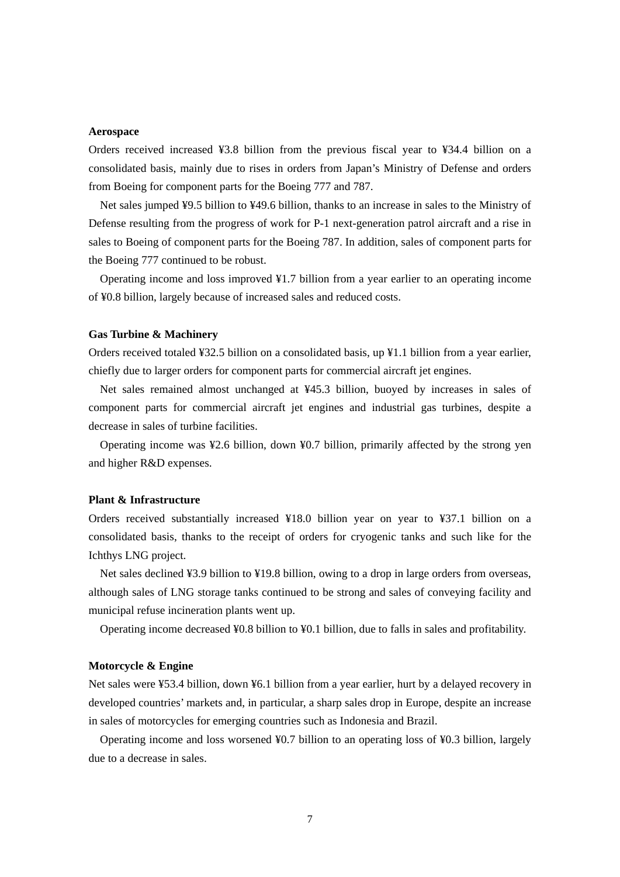**Aerospace**

Orders received increased ¥3.8 billion from the previous fiscal year to ¥34.4 billion on a consolidated basis, mainly due to rises in orders from Japan's Ministry of Defense and orders from Boeing for component parts for the Boeing 777 and 787.

Net sales jumped ¥9.5 billion to ¥49.6 billion, thanks to an increase in sales to the Ministry of Defense resulting from the progress of work for P-1 next-generation patrol aircraft and a rise in sales to Boeing of component parts for the Boeing 787. In addition, sales of component parts for the Boeing 777 continued to be robust.

Operating income and loss improved ¥1.7 billion from a year earlier to an operating income of ¥0.8 billion, largely because of increased sales and reduced costs.

**Gas Turbine & Machinery**

Orders received totaled ¥32.5 billion on a consolidated basis, up ¥1.1 billion from a year earlier, chiefly due to larger orders for component parts for commercial aircraft jet engines.

Net sales remained almost unchanged at ¥45.3 billion, buoyed by increases in sales of component parts for commercial aircraft jet engines and industrial gas turbines, despite a decrease in sales of turbine facilities.

Operating income was ¥2.6 billion, down ¥0.7 billion, primarily affected by the strong yen and higher R&D expenses.

**Plant & Infrastructure**

Orders received substantially increased ¥18.0 billion year on year to ¥37.1 billion on a consolidated basis, thanks to the receipt of orders for cryogenic tanks and such like for the Ichthys LNG project.

Net sales declined ¥3.9 billion to ¥19.8 billion, owing to a drop in large orders from overseas, although sales of LNG storage tanks continued to be strong and sales of conveying facility and municipal refuse incineration plants went up.

Operating income decreased ¥0.8 billion to ¥0.1 billion, due to falls in sales and profitability.

**Motorcycle & Engine**

Net sales were ¥53.4 billion, down ¥6.1 billion from a year earlier, hurt by a delayed recovery in developed countries' markets and, in particular, a sharp sales drop in Europe, despite an increase in sales of motorcycles for emerging countries such as Indonesia and Brazil.

Operating income and loss worsened ¥0.7 billion to an operating loss of ¥0.3 billion, largely due to a decrease in sales.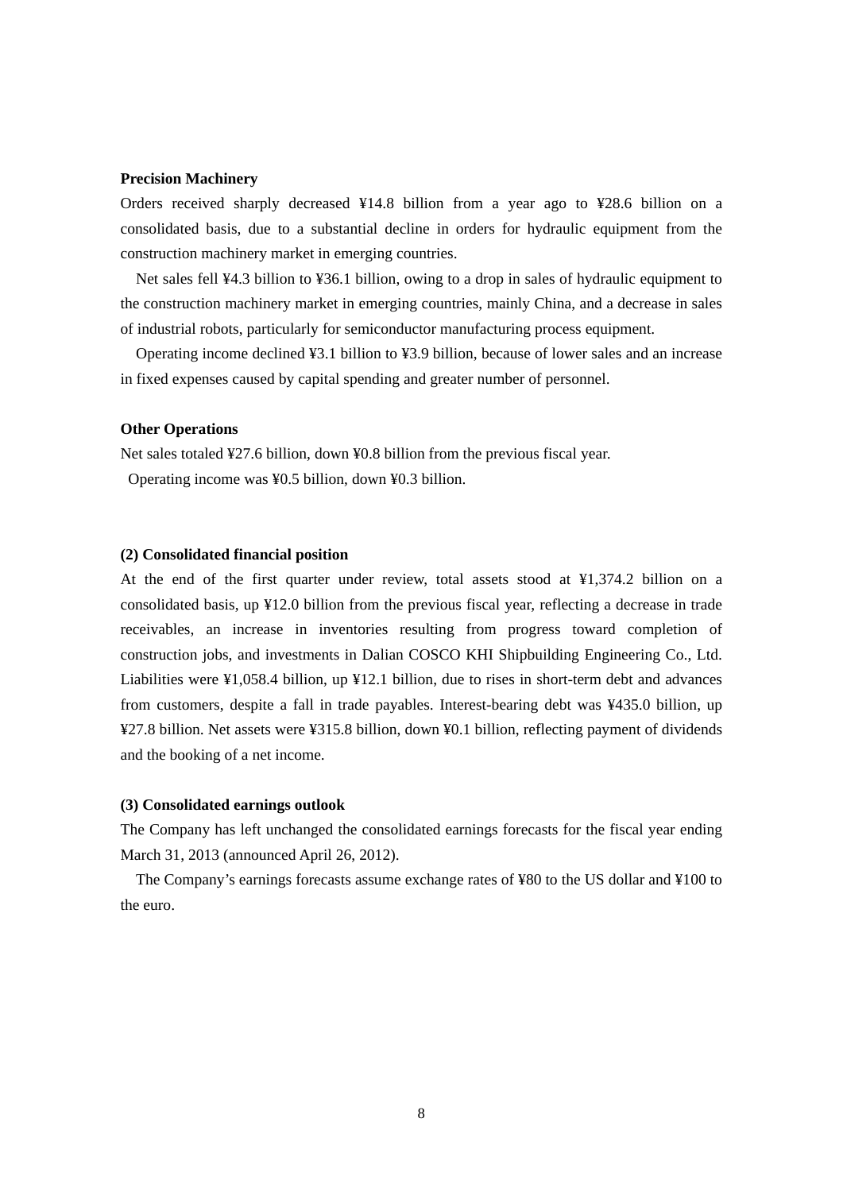**Precision Machinery**

Orders received sharply decreased ¥14.8 billion from a year ago to ¥28.6 billion on a consolidated basis, due to a substantial decline in orders for hydraulic equipment from the construction machinery market in emerging countries.

Net sales fell ¥4.3 billion to ¥36.1 billion, owing to a drop in sales of hydraulic equipment to the construction machinery market in emerging countries, mainly China, and a decrease in sales of industrial robots, particularly for semiconductor manufacturing process equipment.

Operating income declined ¥3.1 billion to ¥3.9 billion, because of lower sales and an increase in fixed expenses caused by capital spending and greater number of personnel.

**Other Operations**

Net sales totaled ¥27.6 billion, down ¥0.8 billion from the previous fiscal year.

Operating income was ¥0.5 billion, down ¥0.3 billion.

**(2) Consolidated financial position**

At the end of the first quarter under review, total assets stood at ¥1,374.2 billion on a consolidated basis, up ¥12.0 billion from the previous fiscal year, reflecting a decrease in trade receivables, an increase in inventories resulting from progress toward completion of construction jobs, and investments in Dalian COSCO KHI Shipbuilding Engineering Co., Ltd. Liabilities were ¥1,058.4 billion, up ¥12.1 billion, due to rises in short-term debt and advances from customers, despite a fall in trade payables. Interest-bearing debt was ¥435.0 billion, up ¥27.8 billion. Net assets were ¥315.8 billion, down ¥0.1 billion, reflecting payment of dividends and the booking of a net income.

**(3) Consolidated earnings outlook**

The Company has left unchanged the consolidated earnings forecasts for the fiscal year ending March 31, 2013 (announced April 26, 2012).

The Company's earnings forecasts assume exchange rates of ¥80 to the US dollar and ¥100 to the euro.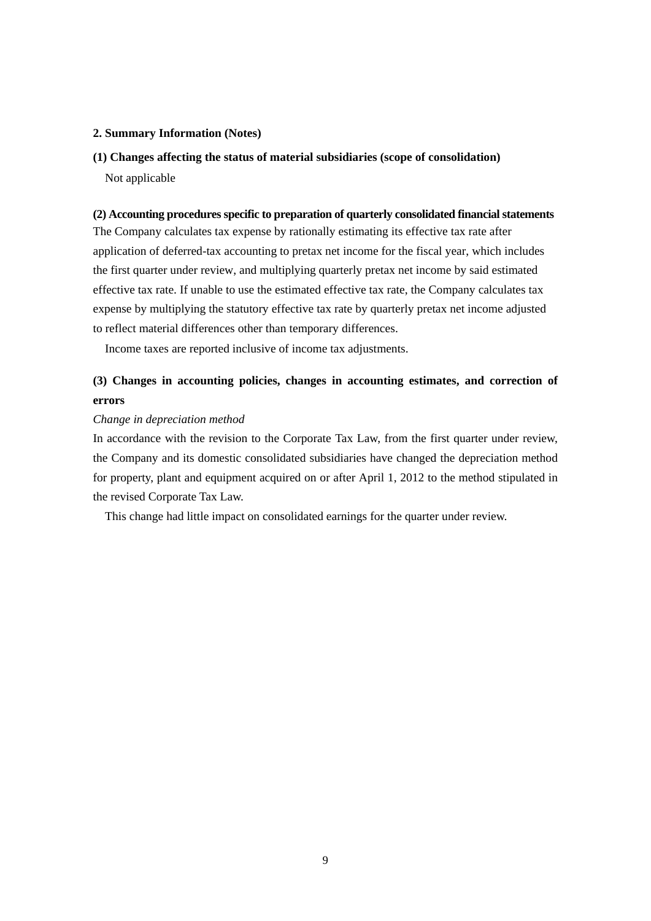## 2. Summary Information (Notes)

### (1) Changes affecting the status of material subsidiaries (scope of consolidation)

Not applicable

### (2) Accounting procedures specific to preparation of quarterly consolidated financial statements

The Company calculates tax expense by rationally estimating its effective tax rate after application of deferred-tax accounting to pretax net income for the fiscal year, which includes the first quarter under review, and multiplying quarterly pretax net income by said estimated effective tax rate. If unable to use the estimated effective tax rate, the Company calculates tax expense by multiplying the statutory effective tax rate by quarterly pretax net income adjusted to reflect material differences other than temporary differences.

Income taxes are reported inclusive of income tax adjustments.

### (3) Changes in accounting policies, changes in accounting estimates, and correction of errors

*Change in depreciation method*

In accordance with the revision to the Corporate Tax Law, from the first quarter under review, the Company and its domestic consolidated subsidiaries have changed the depreciation method for property, plant and equipment acquired on or after April 1, 2012 to the method stipulated in the revised Corporate Tax Law.

This change had little impact on consolidated earnings for the quarter under review.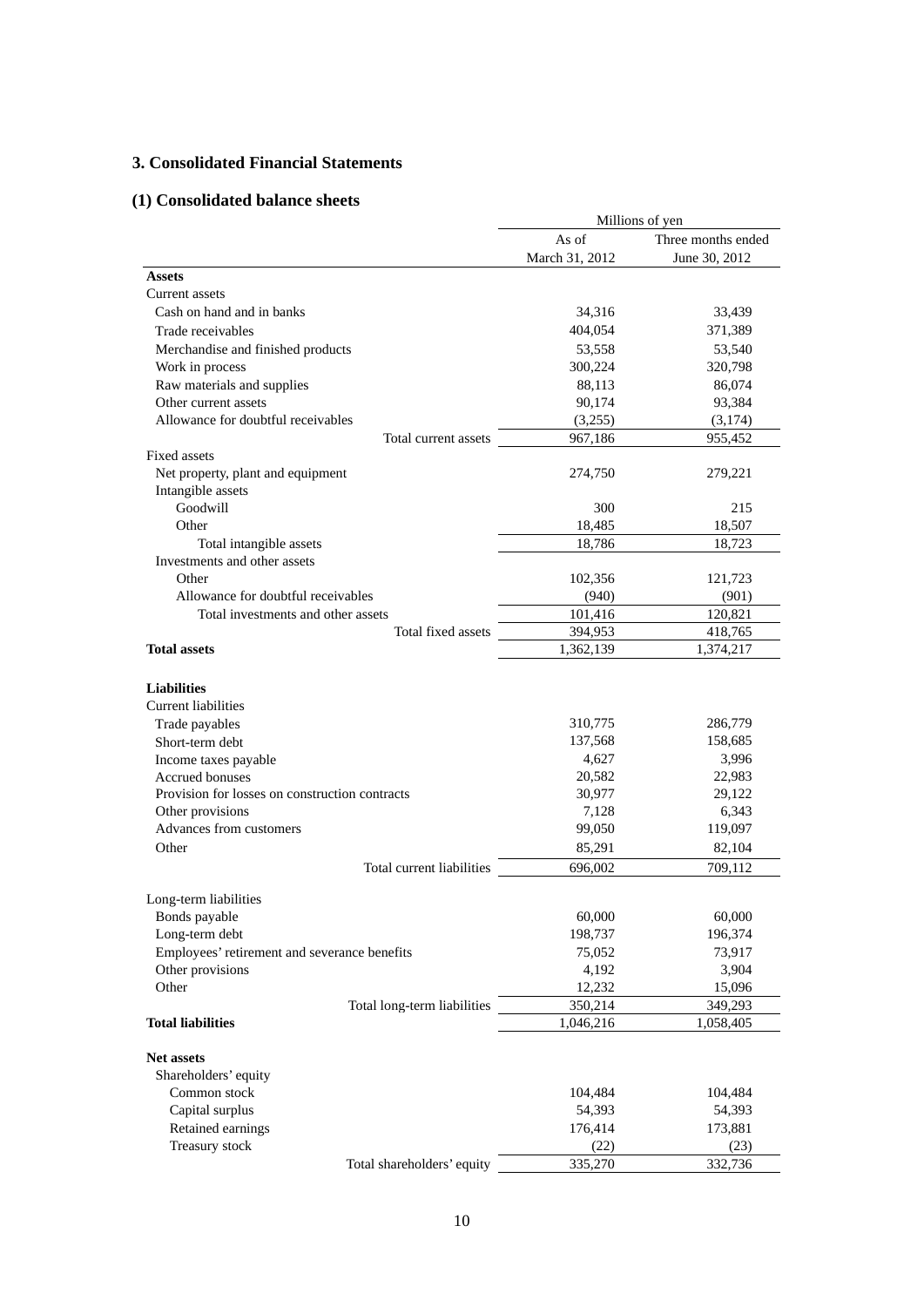## 3. Consolidated Financial Statements

### (1) Consolidated balance sheets

| | Millions of yen | |
|---|---|---|
| | As of March 31, 2012 | Three months ended June 30, 2012 |
| **Assets** | | |
| Current assets | | |
| Cash on hand and in banks | 34,316 | 33,439 |
| Trade receivables | 404,054 | 371,389 |
| Merchandise and finished products | 53,558 | 53,540 |
| Work in process | 300,224 | 320,798 |
| Raw materials and supplies | 88,113 | 86,074 |
| Other current assets | 90,174 | 93,384 |
| Allowance for doubtful receivables | (3,255) | (3,174) |
| Total current assets | 967,186 | 955,452 |
| Fixed assets | | |
| Net property, plant and equipment | 274,750 | 279,221 |
| Intangible assets | | |
| Goodwill | 300 | 215 |
| Other | 18,485 | 18,507 |
| Total intangible assets | 18,786 | 18,723 |
| Investments and other assets | | |
| Other | 102,356 | 121,723 |
| Allowance for doubtful receivables | (940) | (901) |
| Total investments and other assets | 101,416 | 120,821 |
| Total fixed assets | 394,953 | 418,765 |
| **Total assets** | 1,362,139 | 1,374,217 |
| **Liabilities** | | |
| Current liabilities | | |
| Trade payables | 310,775 | 286,779 |
| Short-term debt | 137,568 | 158,685 |
| Income taxes payable | 4,627 | 3,996 |
| Accrued bonuses | 20,582 | 22,983 |
| Provision for losses on construction contracts | 30,977 | 29,122 |
| Other provisions | 7,128 | 6,343 |
| Advances from customers | 99,050 | 119,097 |
| Other | 85,291 | 82,104 |
| Total current liabilities | 696,002 | 709,112 |
| Long-term liabilities | | |
| Bonds payable | 60,000 | 60,000 |
| Long-term debt | 198,737 | 196,374 |
| Employees' retirement and severance benefits | 75,052 | 73,917 |
| Other provisions | 4,192 | 3,904 |
| Other | 12,232 | 15,096 |
| Total long-term liabilities | 350,214 | 349,293 |
| **Total liabilities** | 1,046,216 | 1,058,405 |
| **Net assets** | | |
| Shareholders' equity | | |
| Common stock | 104,484 | 104,484 |
| Capital surplus | 54,393 | 54,393 |
| Retained earnings | 176,414 | 173,881 |
| Treasury stock | (22) | (23) |
| Total shareholders' equity | 335,270 | 332,736 |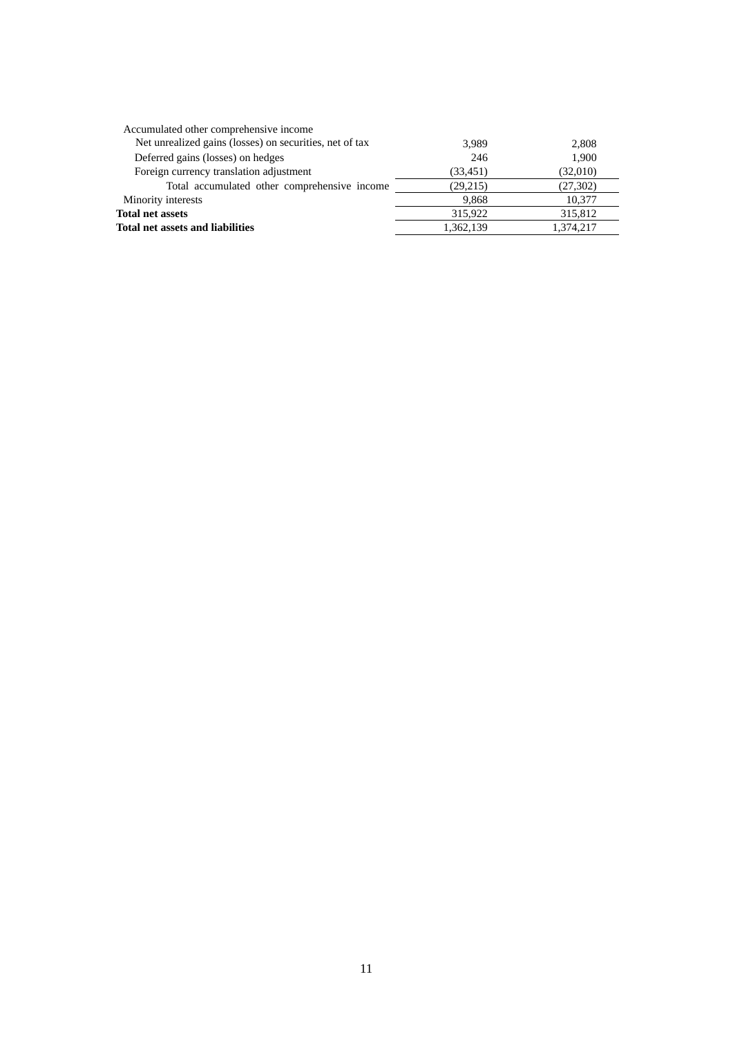| | | |
|---|---|---|
| Accumulated other comprehensive income | | |
| Net unrealized gains (losses) on securities, net of tax | 3,989 | 2,808 |
| Deferred gains (losses) on hedges | 246 | 1,900 |
| Foreign currency translation adjustment | (33,451) | (32,010) |
| Total accumulated other comprehensive income | (29,215) | (27,302) |
| Minority interests | 9,868 | 10,377 |
| **Total net assets** | 315,922 | 315,812 |
| **Total net assets and liabilities** | 1,362,139 | 1,374,217 |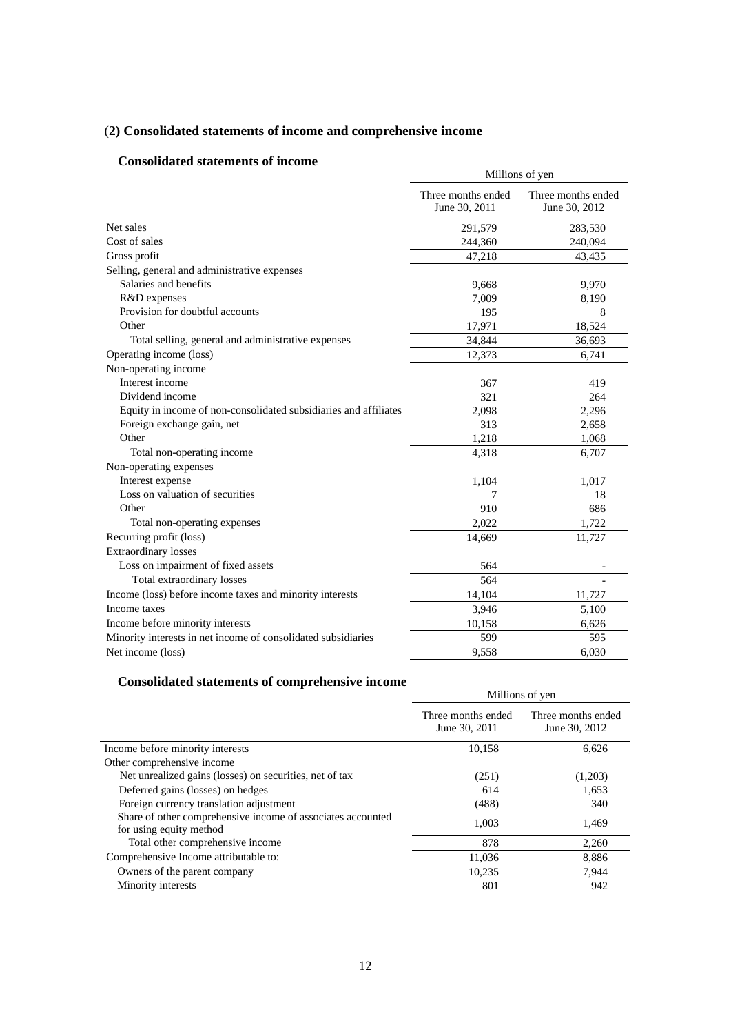## (2) Consolidated statements of income and comprehensive income

### Consolidated statements of income

| | Millions of yen | |
|---|---|---|
| | Three months ended June 30, 2011 | Three months ended June 30, 2012 |
| Net sales | 291,579 | 283,530 |
| Cost of sales | 244,360 | 240,094 |
| Gross profit | 47,218 | 43,435 |
| Selling, general and administrative expenses | | |
| Salaries and benefits | 9,668 | 9,970 |
| R&D expenses | 7,009 | 8,190 |
| Provision for doubtful accounts | 195 | 8 |
| Other | 17,971 | 18,524 |
| Total selling, general and administrative expenses | 34,844 | 36,693 |
| Operating income (loss) | 12,373 | 6,741 |
| Non-operating income | | |
| Interest income | 367 | 419 |
| Dividend income | 321 | 264 |
| Equity in income of non-consolidated subsidiaries and affiliates | 2,098 | 2,296 |
| Foreign exchange gain, net | 313 | 2,658 |
| Other | 1,218 | 1,068 |
| Total non-operating income | 4,318 | 6,707 |
| Non-operating expenses | | |
| Interest expense | 1,104 | 1,017 |
| Loss on valuation of securities | 7 | 18 |
| Other | 910 | 686 |
| Total non-operating expenses | 2,022 | 1,722 |
| Recurring profit (loss) | 14,669 | 11,727 |
| Extraordinary losses | | |
| Loss on impairment of fixed assets | 564 | - |
| Total extraordinary losses | 564 | - |
| Income (loss) before income taxes and minority interests | 14,104 | 11,727 |
| Income taxes | 3,946 | 5,100 |
| Income before minority interests | 10,158 | 6,626 |
| Minority interests in net income of consolidated subsidiaries | 599 | 595 |
| Net income (loss) | 9,558 | 6,030 |

### Consolidated statements of comprehensive income

| | Millions of yen | |
|---|---|---|
| | Three months ended June 30, 2011 | Three months ended June 30, 2012 |
| Income before minority interests | 10,158 | 6,626 |
| Other comprehensive income | | |
| Net unrealized gains (losses) on securities, net of tax | (251) | (1,203) |
| Deferred gains (losses) on hedges | 614 | 1,653 |
| Foreign currency translation adjustment | (488) | 340 |
| Share of other comprehensive income of associates accounted for using equity method | 1,003 | 1,469 |
| Total other comprehensive income | 878 | 2,260 |
| Comprehensive Income attributable to: | 11,036 | 8,886 |
| Owners of the parent company | 10,235 | 7,944 |
| Minority interests | 801 | 942 |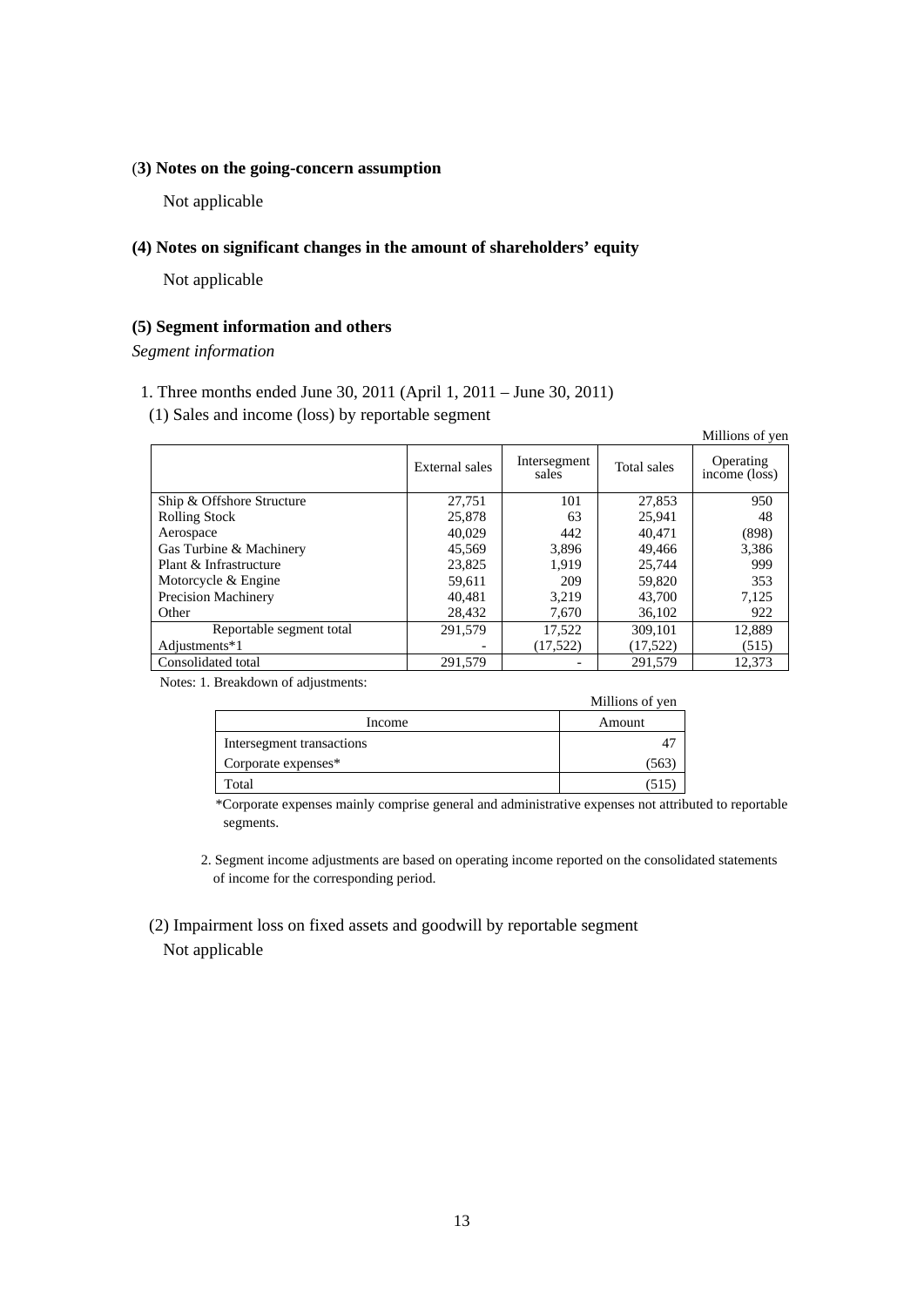### (3) Notes on the going-concern assumption

Not applicable

### (4) Notes on significant changes in the amount of shareholders' equity

Not applicable

### (5) Segment information and others

*Segment information*

1. Three months ended June 30, 2011 (April 1, 2011 – June 30, 2011)

(1) Sales and income (loss) by reportable segment

Millions of yen

| | External sales | Intersegment sales | Total sales | Operating income (loss) |
|---|---|---|---|---|
| Ship & Offshore Structure | 27,751 | 101 | 27,853 | 950 |
| Rolling Stock | 25,878 | 63 | 25,941 | 48 |
| Aerospace | 40,029 | 442 | 40,471 | (898) |
| Gas Turbine & Machinery | 45,569 | 3,896 | 49,466 | 3,386 |
| Plant & Infrastructure | 23,825 | 1,919 | 25,744 | 999 |
| Motorcycle & Engine | 59,611 | 209 | 59,820 | 353 |
| Precision Machinery | 40,481 | 3,219 | 43,700 | 7,125 |
| Other | 28,432 | 7,670 | 36,102 | 922 |
| Reportable segment total | 291,579 | 17,522 | 309,101 | 12,889 |
| Adjustments*1 | - | (17,522) | (17,522) | (515) |
| Consolidated total | 291,579 | - | 291,579 | 12,373 |

Notes: 1. Breakdown of adjustments:

Millions of yen

| Income | Amount |
|---|---|
| Intersegment transactions | 47 |
| Corporate expenses* | (563) |
| Total | (515) |

*Corporate expenses mainly comprise general and administrative expenses not attributed to reportable segments.

2. Segment income adjustments are based on operating income reported on the consolidated statements of income for the corresponding period.

(2) Impairment loss on fixed assets and goodwill by reportable segment

Not applicable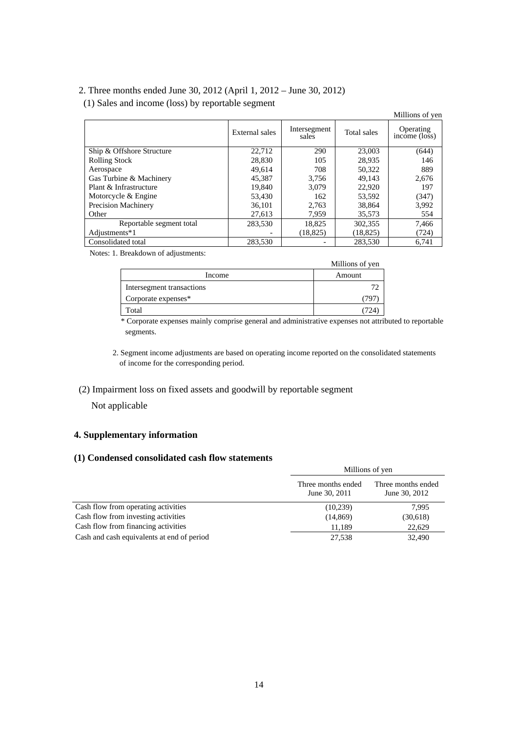2. Three months ended June 30, 2012 (April 1, 2012 – June 30, 2012)

(1) Sales and income (loss) by reportable segment

Millions of yen

| | External sales | Intersegment sales | Total sales | Operating income (loss) |
|---|---|---|---|---|
| Ship & Offshore Structure | 22,712 | 290 | 23,003 | (644) |
| Rolling Stock | 28,830 | 105 | 28,935 | 146 |
| Aerospace | 49,614 | 708 | 50,322 | 889 |
| Gas Turbine & Machinery | 45,387 | 3,756 | 49,143 | 2,676 |
| Plant & Infrastructure | 19,840 | 3,079 | 22,920 | 197 |
| Motorcycle & Engine | 53,430 | 162 | 53,592 | (347) |
| Precision Machinery | 36,101 | 2,763 | 38,864 | 3,992 |
| Other | 27,613 | 7,959 | 35,573 | 554 |
| Reportable segment total | 283,530 | 18,825 | 302,355 | 7,466 |
| Adjustments*1 | - | (18,825) | (18,825) | (724) |
| Consolidated total | 283,530 | - | 283,530 | 6,741 |

Notes: 1. Breakdown of adjustments:

Millions of yen

| Income | Amount |
|---|---|
| Intersegment transactions | 72 |
| Corporate expenses* | (797) |
| Total | (724) |

\* Corporate expenses mainly comprise general and administrative expenses not attributed to reportable segments.

2. Segment income adjustments are based on operating income reported on the consolidated statements of income for the corresponding period.

(2) Impairment loss on fixed assets and goodwill by reportable segment

Not applicable

## 4. Supplementary information

### (1) Condensed consolidated cash flow statements

| | Millions of yen | |
|---|---|---|
| | Three months ended June 30, 2011 | Three months ended June 30, 2012 |
| Cash flow from operating activities | (10,239) | 7,995 |
| Cash flow from investing activities | (14,869) | (30,618) |
| Cash flow from financing activities | 11,189 | 22,629 |
| Cash and cash equivalents at end of period | 27,538 | 32,490 |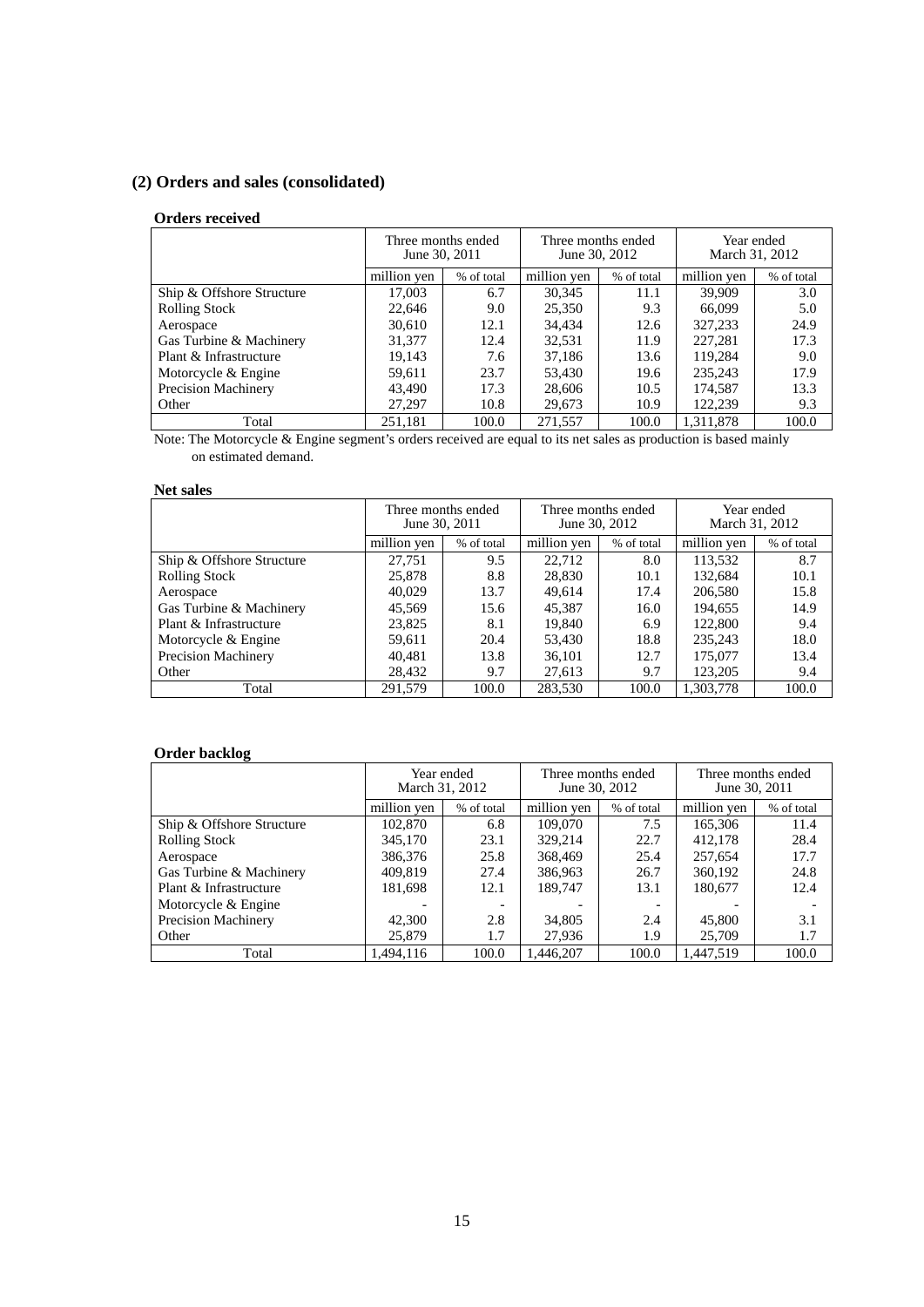### (2) Orders and sales (consolidated)

#### Orders received

| | Three months ended June 30, 2011 | | Three months ended June 30, 2012 | | Year ended March 31, 2012 | |
|---|---|---|---|---|---|---|
| | million yen | % of total | million yen | % of total | million yen | % of total |
| Ship & Offshore Structure | 17,003 | 6.7 | 30,345 | 11.1 | 39,909 | 3.0 |
| Rolling Stock | 22,646 | 9.0 | 25,350 | 9.3 | 66,099 | 5.0 |
| Aerospace | 30,610 | 12.1 | 34,434 | 12.6 | 327,233 | 24.9 |
| Gas Turbine & Machinery | 31,377 | 12.4 | 32,531 | 11.9 | 227,281 | 17.3 |
| Plant & Infrastructure | 19,143 | 7.6 | 37,186 | 13.6 | 119,284 | 9.0 |
| Motorcycle & Engine | 59,611 | 23.7 | 53,430 | 19.6 | 235,243 | 17.9 |
| Precision Machinery | 43,490 | 17.3 | 28,606 | 10.5 | 174,587 | 13.3 |
| Other | 27,297 | 10.8 | 29,673 | 10.9 | 122,239 | 9.3 |
| Total | 251,181 | 100.0 | 271,557 | 100.0 | 1,311,878 | 100.0 |

Note: The Motorcycle & Engine segment's orders received are equal to its net sales as production is based mainly on estimated demand.

#### Net sales

| | Three months ended June 30, 2011 | | Three months ended June 30, 2012 | | Year ended March 31, 2012 | |
|---|---|---|---|---|---|---|
| | million yen | % of total | million yen | % of total | million yen | % of total |
| Ship & Offshore Structure | 27,751 | 9.5 | 22,712 | 8.0 | 113,532 | 8.7 |
| Rolling Stock | 25,878 | 8.8 | 28,830 | 10.1 | 132,684 | 10.1 |
| Aerospace | 40,029 | 13.7 | 49,614 | 17.4 | 206,580 | 15.8 |
| Gas Turbine & Machinery | 45,569 | 15.6 | 45,387 | 16.0 | 194,655 | 14.9 |
| Plant & Infrastructure | 23,825 | 8.1 | 19,840 | 6.9 | 122,800 | 9.4 |
| Motorcycle & Engine | 59,611 | 20.4 | 53,430 | 18.8 | 235,243 | 18.0 |
| Precision Machinery | 40,481 | 13.8 | 36,101 | 12.7 | 175,077 | 13.4 |
| Other | 28,432 | 9.7 | 27,613 | 9.7 | 123,205 | 9.4 |
| Total | 291,579 | 100.0 | 283,530 | 100.0 | 1,303,778 | 100.0 |

#### Order backlog

| | Year ended March 31, 2012 | | Three months ended June 30, 2012 | | Three months ended June 30, 2011 | |
|---|---|---|---|---|---|---|
| | million yen | % of total | million yen | % of total | million yen | % of total |
| Ship & Offshore Structure | 102,870 | 6.8 | 109,070 | 7.5 | 165,306 | 11.4 |
| Rolling Stock | 345,170 | 23.1 | 329,214 | 22.7 | 412,178 | 28.4 |
| Aerospace | 386,376 | 25.8 | 368,469 | 25.4 | 257,654 | 17.7 |
| Gas Turbine & Machinery | 409,819 | 27.4 | 386,963 | 26.7 | 360,192 | 24.8 |
| Plant & Infrastructure | 181,698 | 12.1 | 189,747 | 13.1 | 180,677 | 12.4 |
| Motorcycle & Engine | - | - | - | - | - | - |
| Precision Machinery | 42,300 | 2.8 | 34,805 | 2.4 | 45,800 | 3.1 |
| Other | 25,879 | 1.7 | 27,936 | 1.9 | 25,709 | 1.7 |
| Total | 1,494,116 | 100.0 | 1,446,207 | 100.0 | 1,447,519 | 100.0 |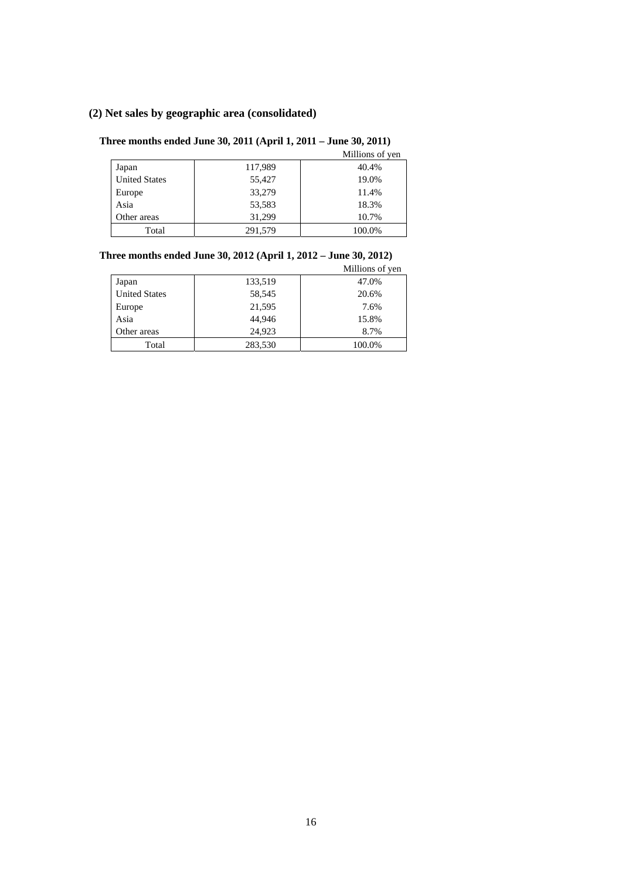### (2) Net sales by geographic area (consolidated)

**Three months ended June 30, 2011 (April 1, 2011 – June 30, 2011)**

Millions of yen

| | | |
|---|---|---|
| Japan | 117,989 | 40.4% |
| United States | 55,427 | 19.0% |
| Europe | 33,279 | 11.4% |
| Asia | 53,583 | 18.3% |
| Other areas | 31,299 | 10.7% |
| Total | 291,579 | 100.0% |

**Three months ended June 30, 2012 (April 1, 2012 – June 30, 2012)**

Millions of yen

| | | |
|---|---|---|
| Japan | 133,519 | 47.0% |
| United States | 58,545 | 20.6% |
| Europe | 21,595 | 7.6% |
| Asia | 44,946 | 15.8% |
| Other areas | 24,923 | 8.7% |
| Total | 283,530 | 100.0% |